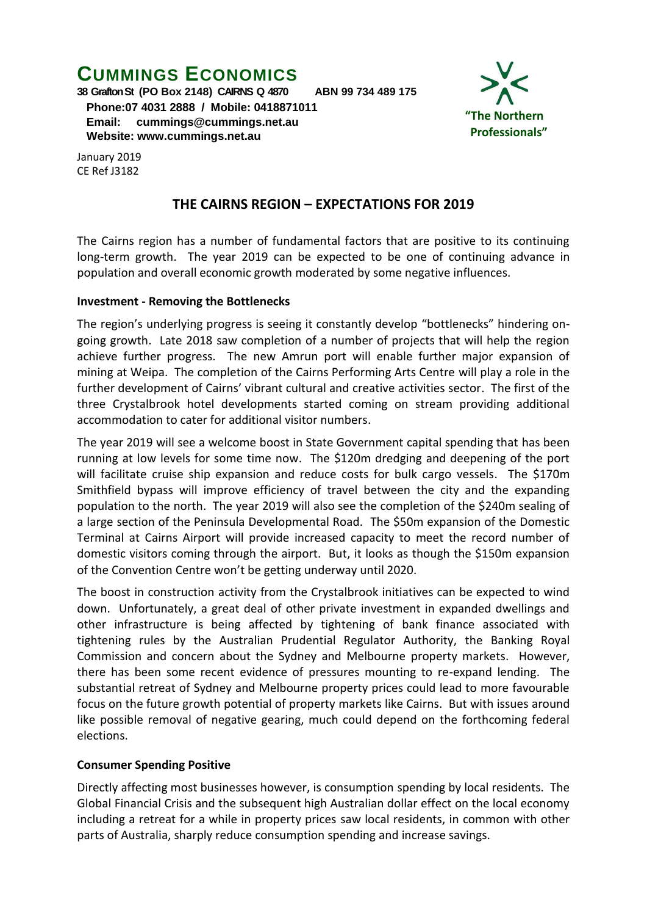# CUMMINGS ECONOMICS

**38 Grafton St (PO Box 2148) CAIRNS Q 4870 ABN 99 734 489 175**
**Phone:07 4031 2888 / Mobile: 0418871011**
**Email: cummings@cummings.net.au**
**Website: www.cummings.net.au**

**"The Northern Professionals"**

January 2019
CE Ref J3182

## THE CAIRNS REGION – EXPECTATIONS FOR 2019

The Cairns region has a number of fundamental factors that are positive to its continuing long-term growth. The year 2019 can be expected to be one of continuing advance in population and overall economic growth moderated by some negative influences.

### Investment - Removing the Bottlenecks

The region's underlying progress is seeing it constantly develop "bottlenecks" hindering on-going growth. Late 2018 saw completion of a number of projects that will help the region achieve further progress. The new Amrun port will enable further major expansion of mining at Weipa. The completion of the Cairns Performing Arts Centre will play a role in the further development of Cairns' vibrant cultural and creative activities sector. The first of the three Crystalbrook hotel developments started coming on stream providing additional accommodation to cater for additional visitor numbers.

The year 2019 will see a welcome boost in State Government capital spending that has been running at low levels for some time now. The $120m dredging and deepening of the port will facilitate cruise ship expansion and reduce costs for bulk cargo vessels. The $170m Smithfield bypass will improve efficiency of travel between the city and the expanding population to the north. The year 2019 will also see the completion of the $240m sealing of a large section of the Peninsula Developmental Road. The $50m expansion of the Domestic Terminal at Cairns Airport will provide increased capacity to meet the record number of domestic visitors coming through the airport. But, it looks as though the $150m expansion of the Convention Centre won't be getting underway until 2020.

The boost in construction activity from the Crystalbrook initiatives can be expected to wind down. Unfortunately, a great deal of other private investment in expanded dwellings and other infrastructure is being affected by tightening of bank finance associated with tightening rules by the Australian Prudential Regulator Authority, the Banking Royal Commission and concern about the Sydney and Melbourne property markets. However, there has been some recent evidence of pressures mounting to re-expand lending. The substantial retreat of Sydney and Melbourne property prices could lead to more favourable focus on the future growth potential of property markets like Cairns. But with issues around like possible removal of negative gearing, much could depend on the forthcoming federal elections.

### Consumer Spending Positive

Directly affecting most businesses however, is consumption spending by local residents. The Global Financial Crisis and the subsequent high Australian dollar effect on the local economy including a retreat for a while in property prices saw local residents, in common with other parts of Australia, sharply reduce consumption spending and increase savings.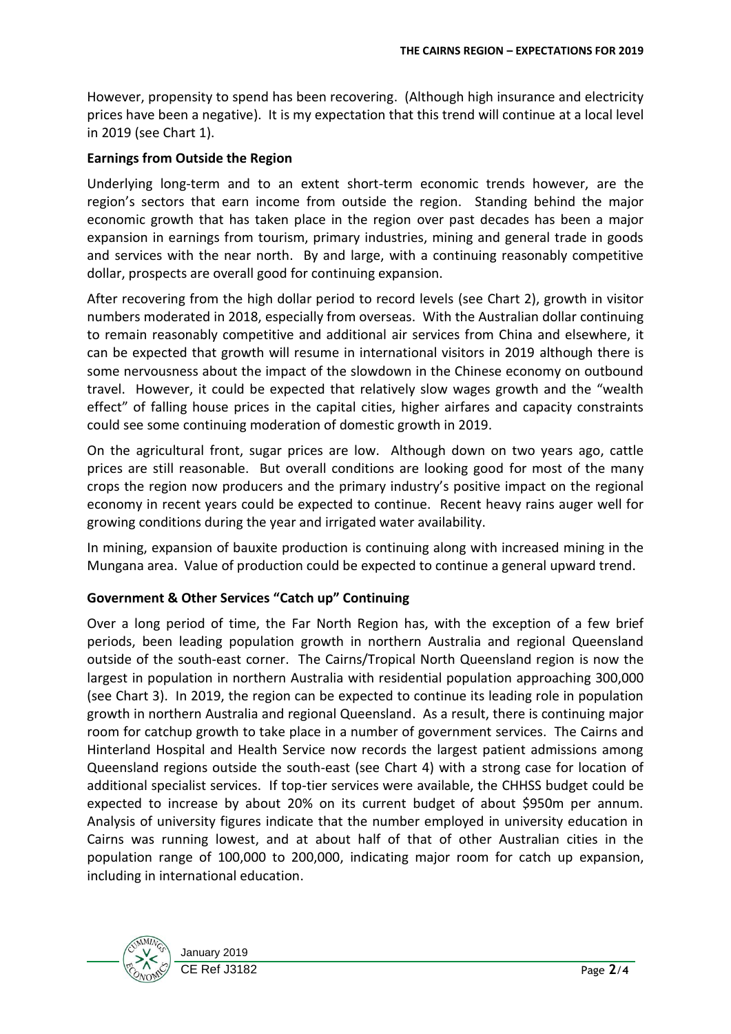However, propensity to spend has been recovering. (Although high insurance and electricity prices have been a negative). It is my expectation that this trend will continue at a local level in 2019 (see Chart 1).

**Earnings from Outside the Region**

Underlying long-term and to an extent short-term economic trends however, are the region's sectors that earn income from outside the region. Standing behind the major economic growth that has taken place in the region over past decades has been a major expansion in earnings from tourism, primary industries, mining and general trade in goods and services with the near north. By and large, with a continuing reasonably competitive dollar, prospects are overall good for continuing expansion.

After recovering from the high dollar period to record levels (see Chart 2), growth in visitor numbers moderated in 2018, especially from overseas. With the Australian dollar continuing to remain reasonably competitive and additional air services from China and elsewhere, it can be expected that growth will resume in international visitors in 2019 although there is some nervousness about the impact of the slowdown in the Chinese economy on outbound travel. However, it could be expected that relatively slow wages growth and the "wealth effect" of falling house prices in the capital cities, higher airfares and capacity constraints could see some continuing moderation of domestic growth in 2019.

On the agricultural front, sugar prices are low. Although down on two years ago, cattle prices are still reasonable. But overall conditions are looking good for most of the many crops the region now producers and the primary industry's positive impact on the regional economy in recent years could be expected to continue. Recent heavy rains auger well for growing conditions during the year and irrigated water availability.

In mining, expansion of bauxite production is continuing along with increased mining in the Mungana area. Value of production could be expected to continue a general upward trend.

**Government & Other Services "Catch up" Continuing**

Over a long period of time, the Far North Region has, with the exception of a few brief periods, been leading population growth in northern Australia and regional Queensland outside of the south-east corner. The Cairns/Tropical North Queensland region is now the largest in population in northern Australia with residential population approaching 300,000 (see Chart 3). In 2019, the region can be expected to continue its leading role in population growth in northern Australia and regional Queensland. As a result, there is continuing major room for catchup growth to take place in a number of government services. The Cairns and Hinterland Hospital and Health Service now records the largest patient admissions among Queensland regions outside the south-east (see Chart 4) with a strong case for location of additional specialist services. If top-tier services were available, the CHHSS budget could be expected to increase by about 20% on its current budget of about \$950m per annum. Analysis of university figures indicate that the number employed in university education in Cairns was running lowest, and at about half of that of other Australian cities in the population range of 100,000 to 200,000, indicating major room for catch up expansion, including in international education.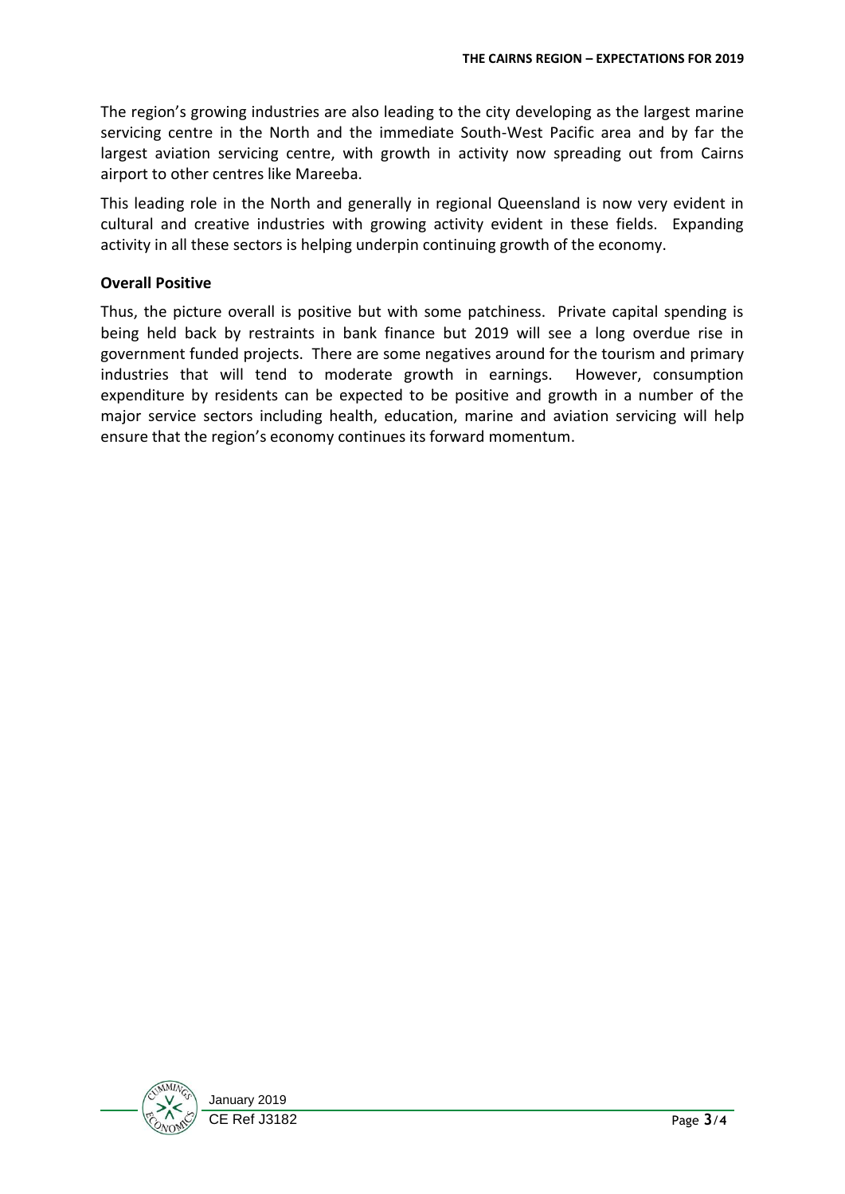The region's growing industries are also leading to the city developing as the largest marine servicing centre in the North and the immediate South-West Pacific area and by far the largest aviation servicing centre, with growth in activity now spreading out from Cairns airport to other centres like Mareeba.

This leading role in the North and generally in regional Queensland is now very evident in cultural and creative industries with growing activity evident in these fields. Expanding activity in all these sectors is helping underpin continuing growth of the economy.

**Overall Positive**

Thus, the picture overall is positive but with some patchiness. Private capital spending is being held back by restraints in bank finance but 2019 will see a long overdue rise in government funded projects. There are some negatives around for the tourism and primary industries that will tend to moderate growth in earnings. However, consumption expenditure by residents can be expected to be positive and growth in a number of the major service sectors including health, education, marine and aviation servicing will help ensure that the region's economy continues its forward momentum.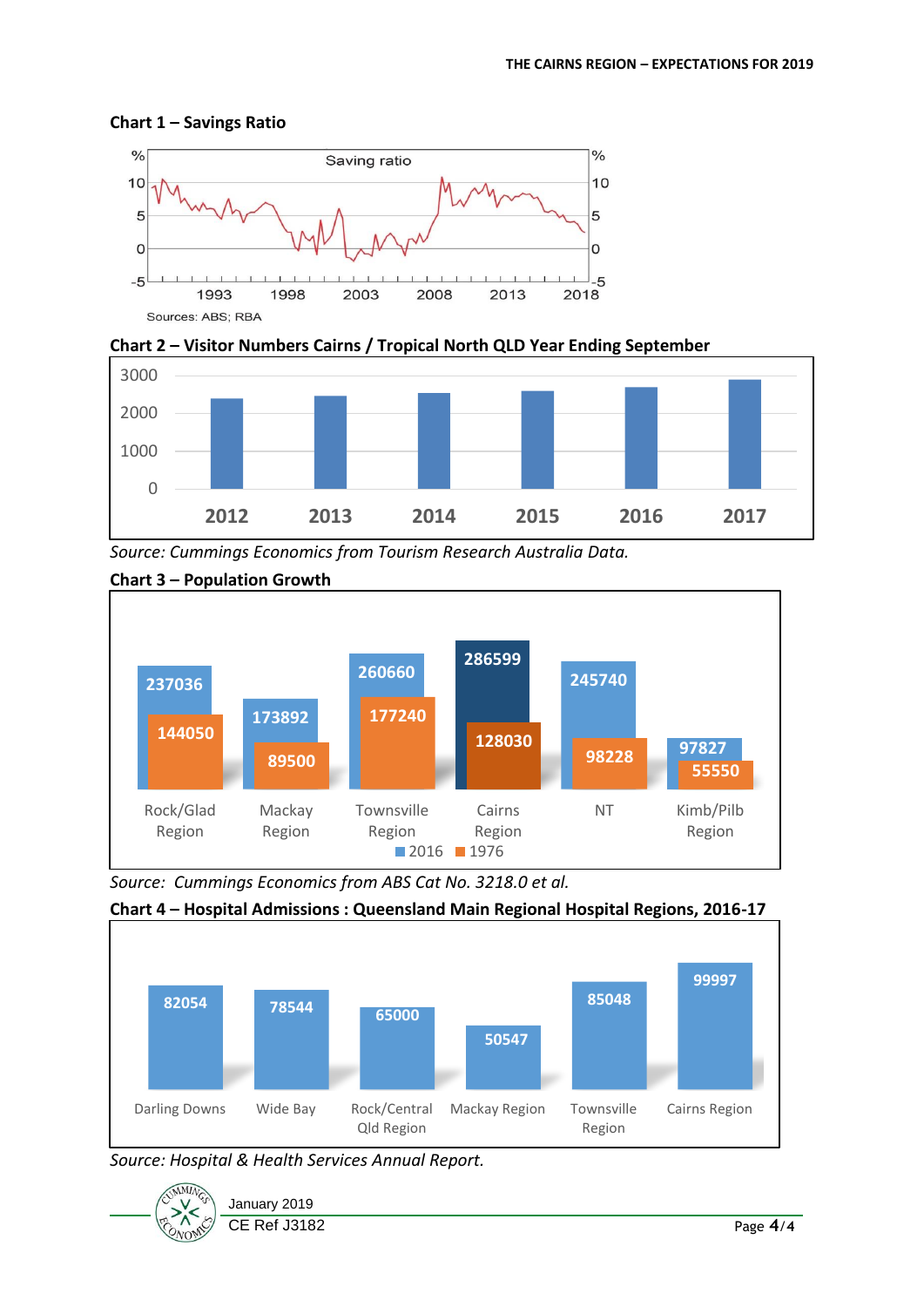**Chart 1 – Savings Ratio**

%
Saving ratio
%
10
5
0
-5
1993
1998
2003
2008
2013
2018
Sources: ABS; RBA

**Chart 2 – Visitor Numbers Cairns / Tropical North QLD Year Ending September**

3000
2000
1000
0
2012
2013
2014
2015
2016
2017

*Source: Cummings Economics from Tourism Research Australia Data.*

**Chart 3 – Population Growth**

237036
144050
Rock/Glad Region
173892
89500
Mackay Region
260660
177240
Townsville Region
286599
128030
Cairns Region
245740
98228
NT
97827
55550
Kimb/Pilb Region
2016
1976

*Source: Cummings Economics from ABS Cat No. 3218.0 et al.*

**Chart 4 – Hospital Admissions : Queensland Main Regional Hospital Regions, 2016-17**

82054
Darling Downs
78544
Wide Bay
65000
Rock/Central Qld Region
50547
Mackay Region
85048
Townsville Region
99997
Cairns Region

*Source: Hospital & Health Services Annual Report.*

January 2019
CE Ref J3182